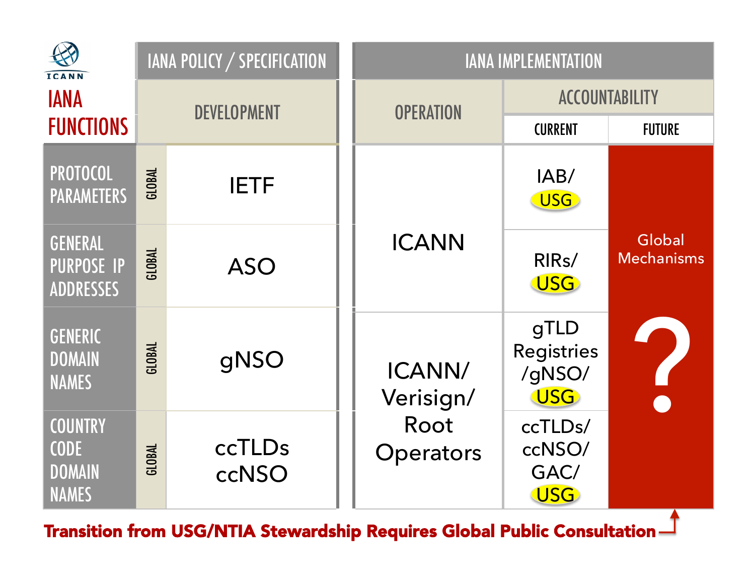# IANA FUNCTIONS

| IANA FUNCTIONS | | IANA POLICY / SPECIFICATION | IANA IMPLEMENTATION | | |
|---|---|---|---|---|---|
| | | DEVELOPMENT | OPERATION | ACCOUNTABILITY | |
| | | | | CURRENT | FUTURE |
| PROTOCOL PARAMETERS | GLOBAL | IETF | ICANN | IAB/ USG | Global Mechanisms ? |
| GENERAL PURPOSE IP ADDRESSES | GLOBAL | ASO | ICANN | RIRs/ USG | Global Mechanisms ? |
| GENERIC DOMAIN NAMES | GLOBAL | gNSO | ICANN/ Verisign/ Root Operators | gTLD Registries /gNSO/ USG | Global Mechanisms ? |
| COUNTRY CODE DOMAIN NAMES | GLOBAL | ccTLDs ccNSO | ICANN/ Verisign/ Root Operators | ccTLDs/ ccNSO/ GAC/ USG | Global Mechanisms ? |

**Transition from USG/NTIA Stewardship Requires Global Public Consultation**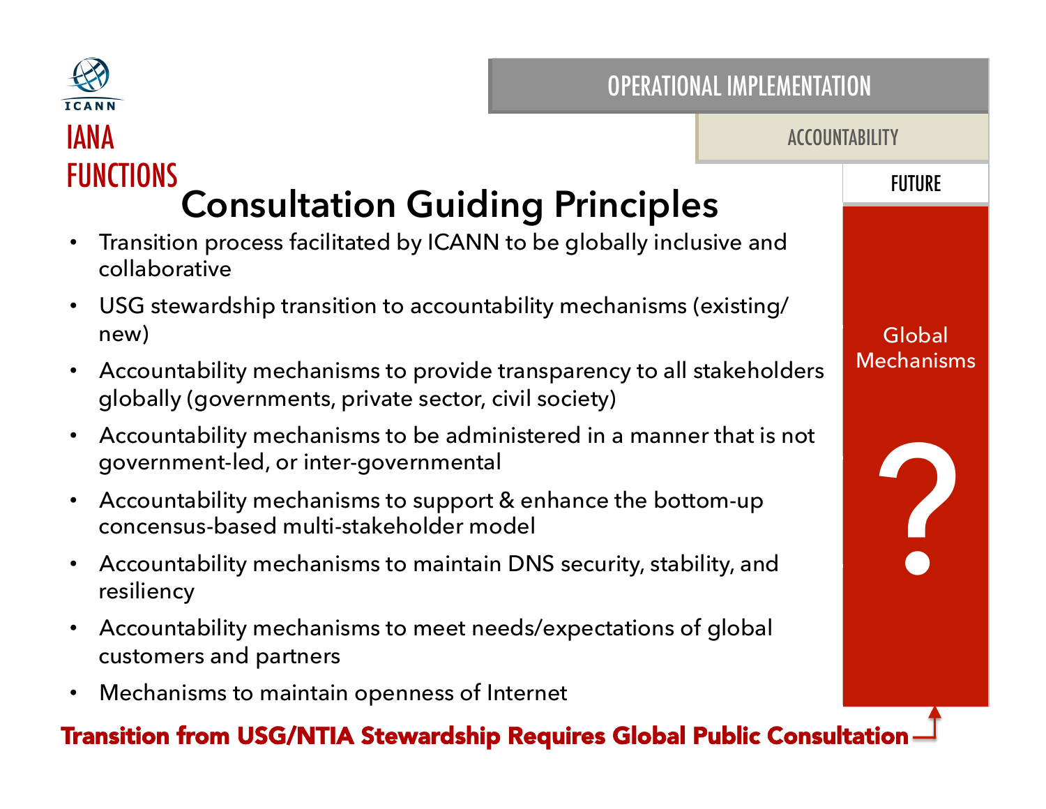ICANN

IANA FUNCTIONS

OPERATIONAL IMPLEMENTATION

ACCOUNTABILITY

FUTURE

# Consultation Guiding Principles

- Transition process facilitated by ICANN to be globally inclusive and collaborative
- USG stewardship transition to accountability mechanisms (existing/ new)
- Accountability mechanisms to provide transparency to all stakeholders globally (governments, private sector, civil society)
- Accountability mechanisms to be administered in a manner that is not government-led, or inter-governmental
- Accountability mechanisms to support & enhance the bottom-up concensus-based multi-stakeholder model
- Accountability mechanisms to maintain DNS security, stability, and resiliency
- Accountability mechanisms to meet needs/expectations of global customers and partners
- Mechanisms to maintain openness of Internet

Global Mechanisms

?

**Transition from USG/NTIA Stewardship Requires Global Public Consultation**